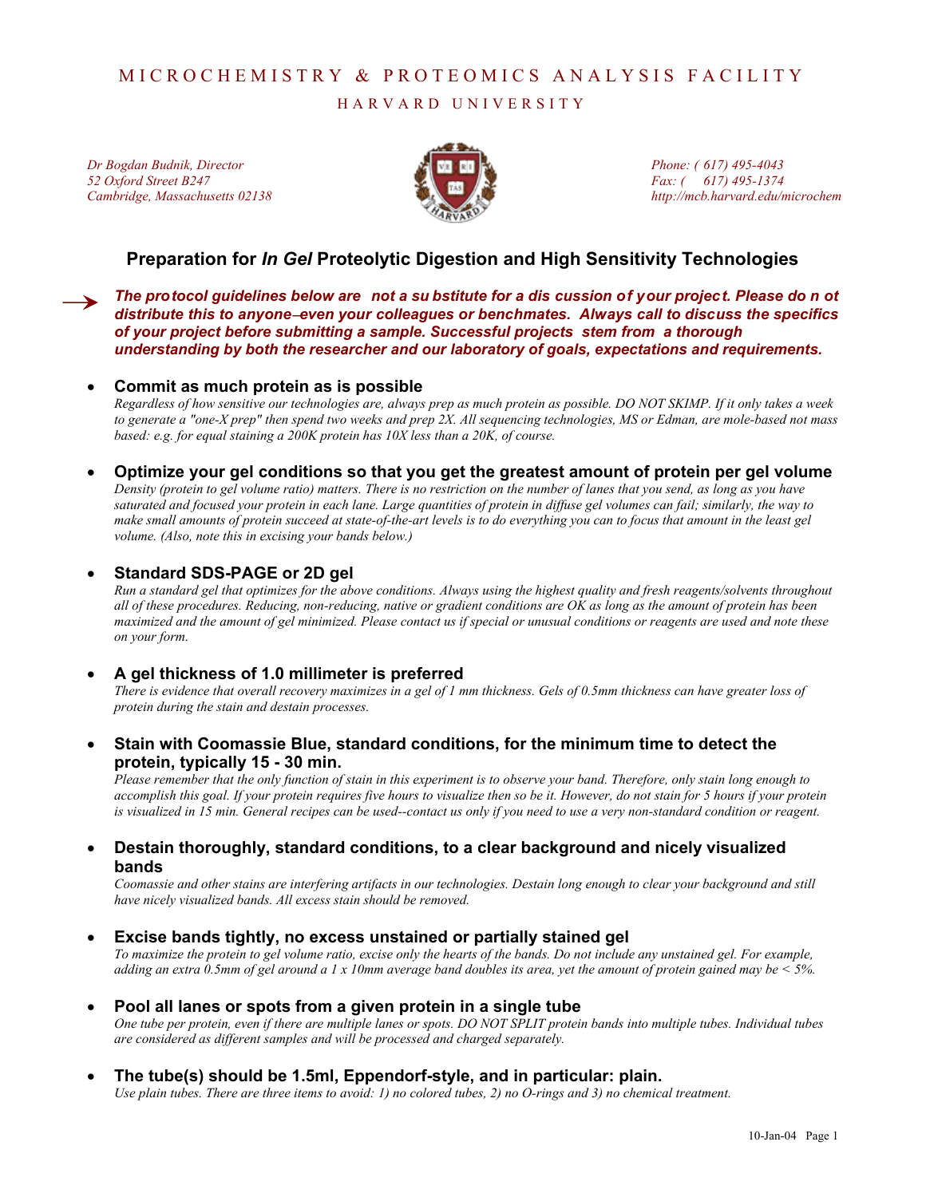# MICROCHEMISTRY & PROTEOMICS ANALYSIS FACILITY

## HARVARD UNIVERSITY

*Dr Bogdan Budnik, Director*
*52 Oxford Street B247*
*Cambridge, Massachusetts 02138*

*Phone: ( 617) 495-4043*
*Fax: ( 617) 495-1374*
*http://mcb.harvard.edu/microchem*

## Preparation for *In Gel* Proteolytic Digestion and High Sensitivity Technologies

→ ***The protocol guidelines below are not a substitute for a discussion of your project. Please do not distribute this to anyone–even your colleagues or benchmates. Always call to discuss the specifics of your project before submitting a sample. Successful projects stem from a thorough understanding by both the researcher and our laboratory of goals, expectations and requirements.***

- **Commit as much protein as is possible**
  *Regardless of how sensitive our technologies are, always prep as much protein as possible. DO NOT SKIMP. If it only takes a week to generate a "one-X prep" then spend two weeks and prep 2X. All sequencing technologies, MS or Edman, are mole-based not mass based: e.g. for equal staining a 200K protein has 10X less than a 20K, of course.*

- **Optimize your gel conditions so that you get the greatest amount of protein per gel volume**
  *Density (protein to gel volume ratio) matters. There is no restriction on the number of lanes that you send, as long as you have saturated and focused your protein in each lane. Large quantities of protein in diffuse gel volumes can fail; similarly, the way to make small amounts of protein succeed at state-of-the-art levels is to do everything you can to focus that amount in the least gel volume. (Also, note this in excising your bands below.)*

- **Standard SDS-PAGE or 2D gel**
  *Run a standard gel that optimizes for the above conditions. Always using the highest quality and fresh reagents/solvents throughout all of these procedures. Reducing, non-reducing, native or gradient conditions are OK as long as the amount of protein has been maximized and the amount of gel minimized. Please contact us if special or unusual conditions or reagents are used and note these on your form.*

- **A gel thickness of 1.0 millimeter is preferred**
  *There is evidence that overall recovery maximizes in a gel of 1 mm thickness. Gels of 0.5mm thickness can have greater loss of protein during the stain and destain processes.*

- **Stain with Coomassie Blue, standard conditions, for the minimum time to detect the protein, typically 15 - 30 min.**
  *Please remember that the only function of stain in this experiment is to observe your band. Therefore, only stain long enough to accomplish this goal. If your protein requires five hours to visualize then so be it. However, do not stain for 5 hours if your protein is visualized in 15 min. General recipes can be used--contact us only if you need to use a very non-standard condition or reagent.*

- **Destain thoroughly, standard conditions, to a clear background and nicely visualized bands**
  *Coomassie and other stains are interfering artifacts in our technologies. Destain long enough to clear your background and still have nicely visualized bands. All excess stain should be removed.*

- **Excise bands tightly, no excess unstained or partially stained gel**
  *To maximize the protein to gel volume ratio, excise only the hearts of the bands. Do not include any unstained gel. For example, adding an extra 0.5mm of gel around a 1 x 10mm average band doubles its area, yet the amount of protein gained may be < 5%.*

- **Pool all lanes or spots from a given protein in a single tube**
  *One tube per protein, even if there are multiple lanes or spots. DO NOT SPLIT protein bands into multiple tubes. Individual tubes are considered as different samples and will be processed and charged separately.*

- **The tube(s) should be 1.5ml, Eppendorf-style, and in particular: plain.**
  *Use plain tubes. There are three items to avoid: 1) no colored tubes, 2) no O-rings and 3) no chemical treatment.*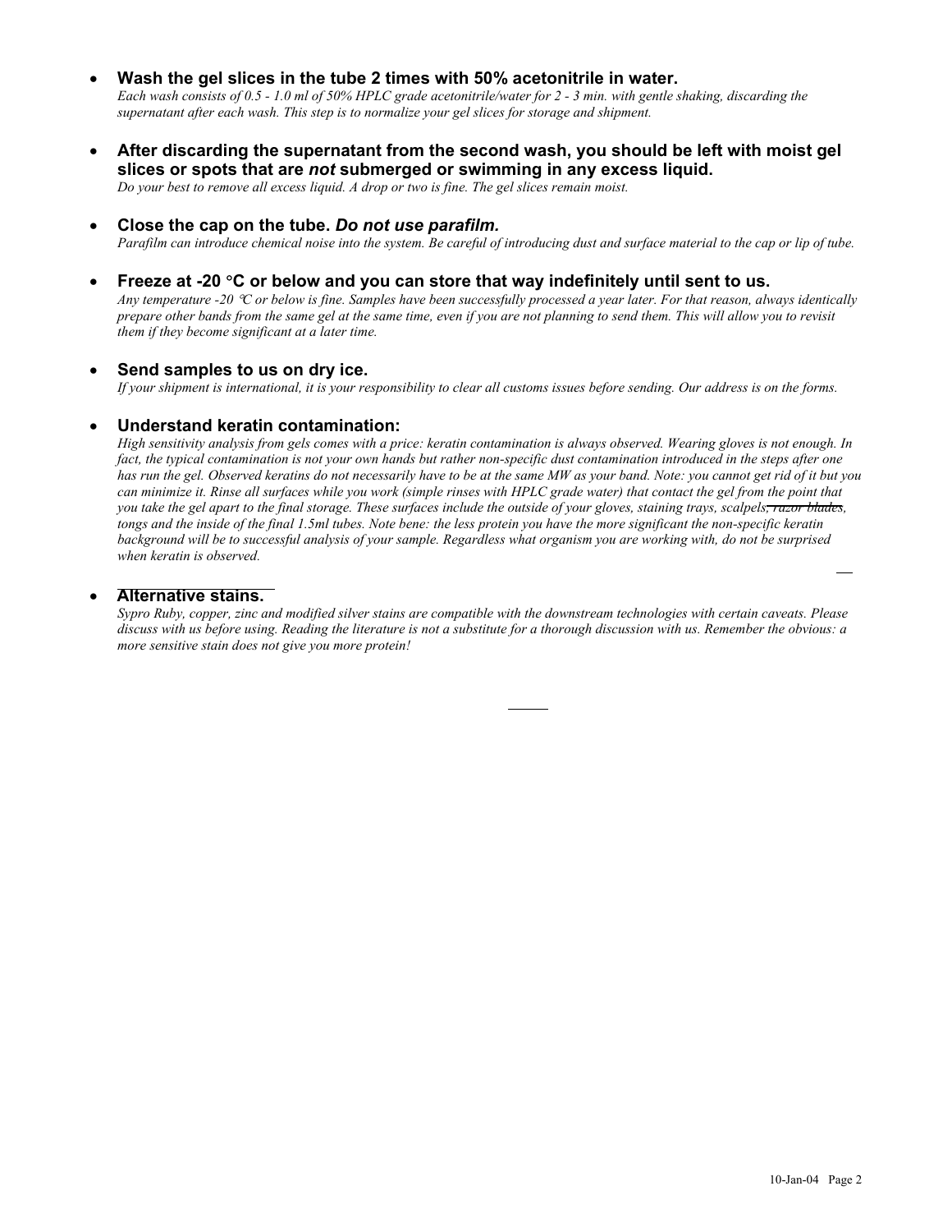- **Wash the gel slices in the tube 2 times with 50% acetonitrile in water.**
  *Each wash consists of 0.5 - 1.0 ml of 50% HPLC grade acetonitrile/water for 2 - 3 min. with gentle shaking, discarding the supernatant after each wash. This step is to normalize your gel slices for storage and shipment.*

- **After discarding the supernatant from the second wash, you should be left with moist gel slices or spots that are *not* submerged or swimming in any excess liquid.**
  *Do your best to remove all excess liquid. A drop or two is fine. The gel slices remain moist.*

- **Close the cap on the tube. *Do not use parafilm.***
  *Parafilm can introduce chemical noise into the system. Be careful of introducing dust and surface material to the cap or lip of tube.*

- **Freeze at -20 °C or below and you can store that way indefinitely until sent to us.**
  *Any temperature -20 °C or below is fine. Samples have been successfully processed a year later. For that reason, always identically prepare other bands from the same gel at the same time, even if you are not planning to send them. This will allow you to revisit them if they become significant at a later time.*

- **Send samples to us on dry ice.**
  *If your shipment is international, it is your responsibility to clear all customs issues before sending. Our address is on the forms.*

- **Understand keratin contamination:**
  *High sensitivity analysis from gels comes with a price: keratin contamination is always observed. Wearing gloves is not enough. In fact, the typical contamination is not your own hands but rather non-specific dust contamination introduced in the steps after one has run the gel. Observed keratins do not necessarily have to be at the same MW as your band. Note: you cannot get rid of it but you can minimize it. Rinse all surfaces while you work (simple rinses with HPLC grade water) that contact the gel from the point that you take the gel apart to the final storage. These surfaces include the outside of your gloves, staining trays, scalpels, ~~razor blades~~, tongs and the inside of the final 1.5ml tubes. Note bene: the less protein you have the more significant the non-specific keratin background will be to successful analysis of your sample. Regardless what organism you are working with, do not be surprised when keratin is observed.*

- **Alternative stains.**
  *Sypro Ruby, copper, zinc and modified silver stains are compatible with the downstream technologies with certain caveats. Please discuss with us before using. Reading the literature is not a substitute for a thorough discussion with us. Remember the obvious: a more sensitive stain does not give you more protein!*